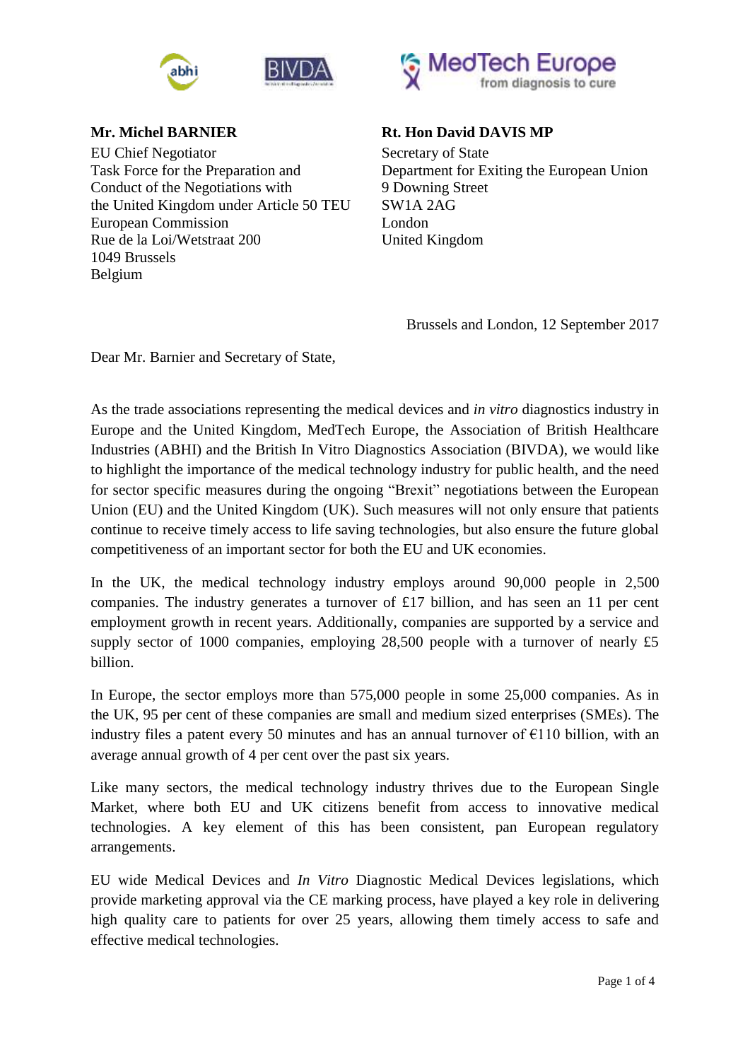**Mr. Michel BARNIER**
EU Chief Negotiator
Task Force for the Preparation and Conduct of the Negotiations with the United Kingdom under Article 50 TEU
European Commission
Rue de la Loi/Wetstraat 200
1049 Brussels
Belgium

**Rt. Hon David DAVIS MP**
Secretary of State
Department for Exiting the European Union
9 Downing Street
SW1A 2AG
London
United Kingdom

Brussels and London, 12 September 2017

Dear Mr. Barnier and Secretary of State,

As the trade associations representing the medical devices and *in vitro* diagnostics industry in Europe and the United Kingdom, MedTech Europe, the Association of British Healthcare Industries (ABHI) and the British In Vitro Diagnostics Association (BIVDA), we would like to highlight the importance of the medical technology industry for public health, and the need for sector specific measures during the ongoing "Brexit" negotiations between the European Union (EU) and the United Kingdom (UK). Such measures will not only ensure that patients continue to receive timely access to life saving technologies, but also ensure the future global competitiveness of an important sector for both the EU and UK economies.

In the UK, the medical technology industry employs around 90,000 people in 2,500 companies. The industry generates a turnover of £17 billion, and has seen an 11 per cent employment growth in recent years. Additionally, companies are supported by a service and supply sector of 1000 companies, employing 28,500 people with a turnover of nearly £5 billion.

In Europe, the sector employs more than 575,000 people in some 25,000 companies. As in the UK, 95 per cent of these companies are small and medium sized enterprises (SMEs). The industry files a patent every 50 minutes and has an annual turnover of €110 billion, with an average annual growth of 4 per cent over the past six years.

Like many sectors, the medical technology industry thrives due to the European Single Market, where both EU and UK citizens benefit from access to innovative medical technologies. A key element of this has been consistent, pan European regulatory arrangements.

EU wide Medical Devices and *In Vitro* Diagnostic Medical Devices legislations, which provide marketing approval via the CE marking process, have played a key role in delivering high quality care to patients for over 25 years, allowing them timely access to safe and effective medical technologies.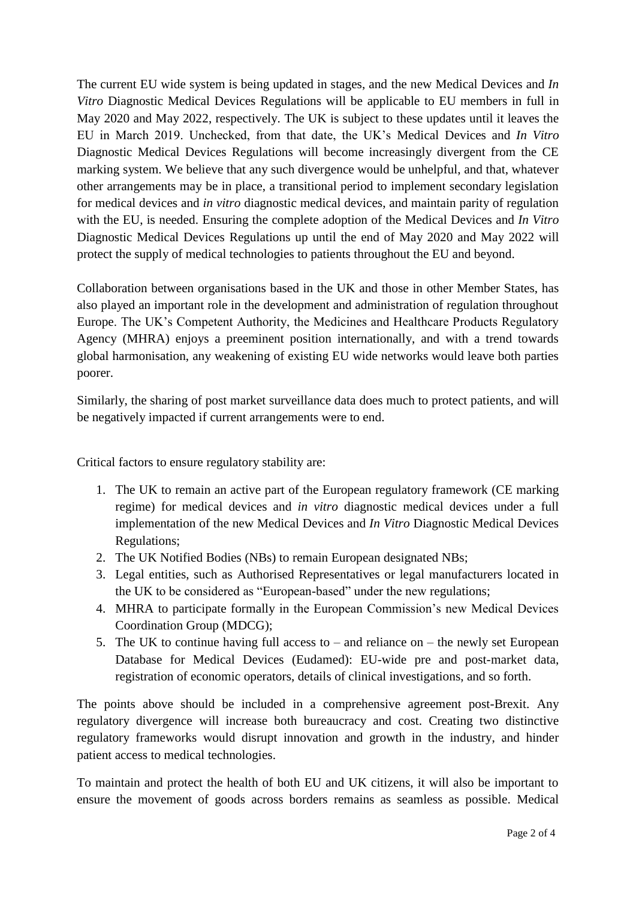The current EU wide system is being updated in stages, and the new Medical Devices and *In Vitro* Diagnostic Medical Devices Regulations will be applicable to EU members in full in May 2020 and May 2022, respectively. The UK is subject to these updates until it leaves the EU in March 2019. Unchecked, from that date, the UK's Medical Devices and *In Vitro* Diagnostic Medical Devices Regulations will become increasingly divergent from the CE marking system. We believe that any such divergence would be unhelpful, and that, whatever other arrangements may be in place, a transitional period to implement secondary legislation for medical devices and *in vitro* diagnostic medical devices, and maintain parity of regulation with the EU, is needed. Ensuring the complete adoption of the Medical Devices and *In Vitro* Diagnostic Medical Devices Regulations up until the end of May 2020 and May 2022 will protect the supply of medical technologies to patients throughout the EU and beyond.

Collaboration between organisations based in the UK and those in other Member States, has also played an important role in the development and administration of regulation throughout Europe. The UK's Competent Authority, the Medicines and Healthcare Products Regulatory Agency (MHRA) enjoys a preeminent position internationally, and with a trend towards global harmonisation, any weakening of existing EU wide networks would leave both parties poorer.

Similarly, the sharing of post market surveillance data does much to protect patients, and will be negatively impacted if current arrangements were to end.

Critical factors to ensure regulatory stability are:

1. The UK to remain an active part of the European regulatory framework (CE marking regime) for medical devices and *in vitro* diagnostic medical devices under a full implementation of the new Medical Devices and *In Vitro* Diagnostic Medical Devices Regulations;
2. The UK Notified Bodies (NBs) to remain European designated NBs;
3. Legal entities, such as Authorised Representatives or legal manufacturers located in the UK to be considered as "European-based" under the new regulations;
4. MHRA to participate formally in the European Commission's new Medical Devices Coordination Group (MDCG);
5. The UK to continue having full access to – and reliance on – the newly set European Database for Medical Devices (Eudamed): EU-wide pre and post-market data, registration of economic operators, details of clinical investigations, and so forth.

The points above should be included in a comprehensive agreement post-Brexit. Any regulatory divergence will increase both bureaucracy and cost. Creating two distinctive regulatory frameworks would disrupt innovation and growth in the industry, and hinder patient access to medical technologies.

To maintain and protect the health of both EU and UK citizens, it will also be important to ensure the movement of goods across borders remains as seamless as possible. Medical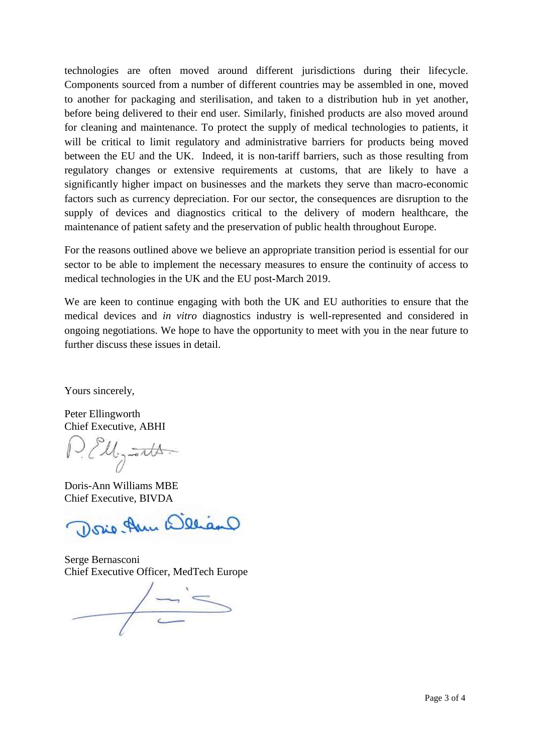technologies are often moved around different jurisdictions during their lifecycle. Components sourced from a number of different countries may be assembled in one, moved to another for packaging and sterilisation, and taken to a distribution hub in yet another, before being delivered to their end user. Similarly, finished products are also moved around for cleaning and maintenance. To protect the supply of medical technologies to patients, it will be critical to limit regulatory and administrative barriers for products being moved between the EU and the UK. Indeed, it is non-tariff barriers, such as those resulting from regulatory changes or extensive requirements at customs, that are likely to have a significantly higher impact on businesses and the markets they serve than macro-economic factors such as currency depreciation. For our sector, the consequences are disruption to the supply of devices and diagnostics critical to the delivery of modern healthcare, the maintenance of patient safety and the preservation of public health throughout Europe.

For the reasons outlined above we believe an appropriate transition period is essential for our sector to be able to implement the necessary measures to ensure the continuity of access to medical technologies in the UK and the EU post-March 2019.

We are keen to continue engaging with both the UK and EU authorities to ensure that the medical devices and *in vitro* diagnostics industry is well-represented and considered in ongoing negotiations. We hope to have the opportunity to meet with you in the near future to further discuss these issues in detail.

Yours sincerely,

Peter Ellingworth
Chief Executive, ABHI

Doris-Ann Williams MBE
Chief Executive, BIVDA

Serge Bernasconi
Chief Executive Officer, MedTech Europe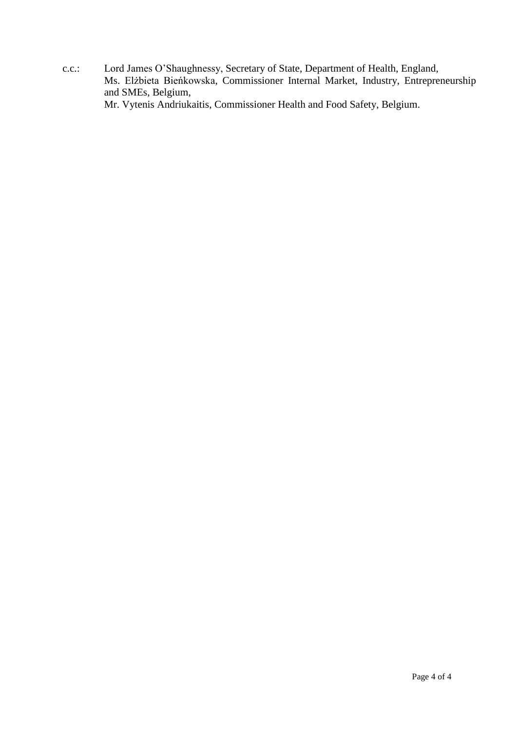c.c.: Lord James O'Shaughnessy, Secretary of State, Department of Health, England,
Ms. Elżbieta Bieńkowska, Commissioner Internal Market, Industry, Entrepreneurship and SMEs, Belgium,
Mr. Vytenis Andriukaitis, Commissioner Health and Food Safety, Belgium.